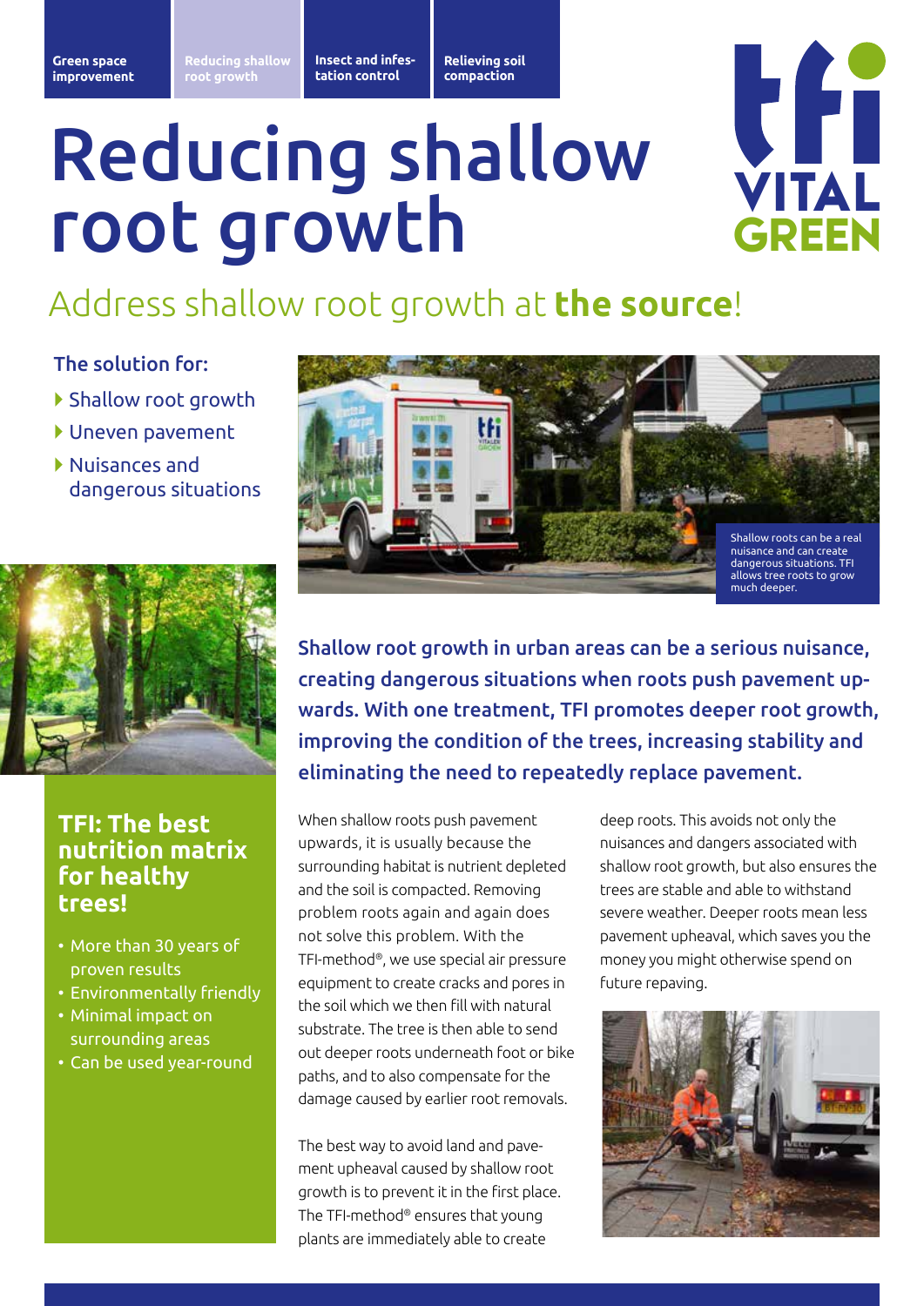Green space improvement | Reducing shallow root growth | Insect and infestation control | Relieving soil compaction

# Reducing shallow root growth

## Address shallow root growth at **the source**!

### The solution for:

- Shallow root growth
- Uneven pavement
- Nuisances and dangerous situations

Shallow roots can be a real nuisance and can create dangerous situations. TFI allows tree roots to grow much deeper.

**Shallow root growth in urban areas can be a serious nuisance, creating dangerous situations when roots push pavement upwards. With one treatment, TFI promotes deeper root growth, improving the condition of the trees, increasing stability and eliminating the need to repeatedly replace pavement.**

When shallow roots push pavement upwards, it is usually because the surrounding habitat is nutrient depleted and the soil is compacted. Removing problem roots again and again does not solve this problem. With the TFI-method®, we use special air pressure equipment to create cracks and pores in the soil which we then fill with natural substrate. The tree is then able to send out deeper roots underneath foot or bike paths, and to also compensate for the damage caused by earlier root removals.

The best way to avoid land and pavement upheaval caused by shallow root growth is to prevent it in the first place. The TFI-method® ensures that young plants are immediately able to create deep roots. This avoids not only the nuisances and dangers associated with shallow root growth, but also ensures the trees are stable and able to withstand severe weather. Deeper roots mean less pavement upheaval, which saves you the money you might otherwise spend on future repaving.

### TFI: The best nutrition matrix for healthy trees!

- More than 30 years of proven results
- Environmentally friendly
- Minimal impact on surrounding areas
- Can be used year-round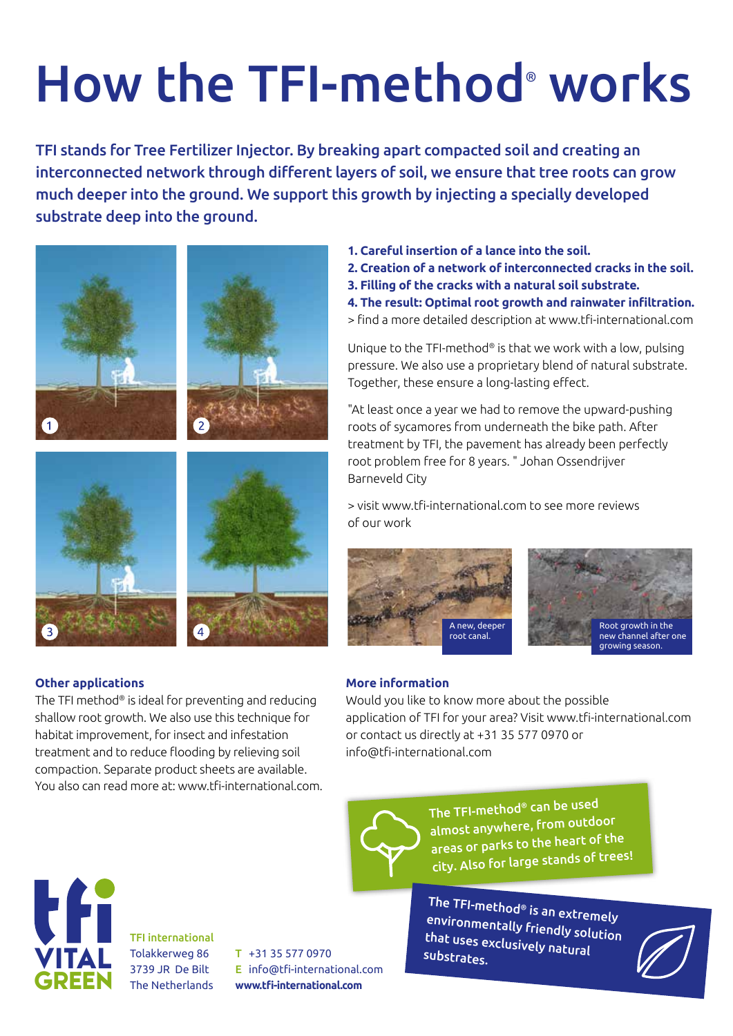# How the TFI-method® works

**TFI stands for Tree Fertilizer Injector. By breaking apart compacted soil and creating an interconnected network through different layers of soil, we ensure that tree roots can grow much deeper into the ground. We support this growth by injecting a specially developed substrate deep into the ground.**

1
2
3
4

**1. Careful insertion of a lance into the soil.**
**2. Creation of a network of interconnected cracks in the soil.**
**3. Filling of the cracks with a natural soil substrate.**
**4. The result: Optimal root growth and rainwater infiltration.**

> find a more detailed description at www.tfi-international.com

Unique to the TFI-method® is that we work with a low, pulsing pressure. We also use a proprietary blend of natural substrate. Together, these ensure a long-lasting effect.

"At least once a year we had to remove the upward-pushing roots of sycamores from underneath the bike path. After treatment by TFI, the pavement has already been perfectly root problem free for 8 years. " Johan Ossendrijver Barneveld City

> visit www.tfi-international.com to see more reviews of our work

A new, deeper root canal.

Root growth in the new channel after one growing season.

### Other applications

The TFI method® is ideal for preventing and reducing shallow root growth. We also use this technique for habitat improvement, for insect and infestation treatment and to reduce flooding by relieving soil compaction. Separate product sheets are available. You also can read more at: www.tfi-international.com.

### More information

Would you like to know more about the possible application of TFI for your area? Visit www.tfi-international.com or contact us directly at +31 35 577 0970 or info@tfi-international.com

The TFI-method® can be used almost anywhere, from outdoor areas or parks to the heart of the city. Also for large stands of trees!

The TFI-method® is an extremely environmentally friendly solution that uses exclusively natural substrates.

tfi VITAL GREEN

**TFI international**
Tolakkerweg 86
3739 JR De Bilt
The Netherlands

T +31 35 577 0970
E info@tfi-international.com
**www.tfi-international.com**